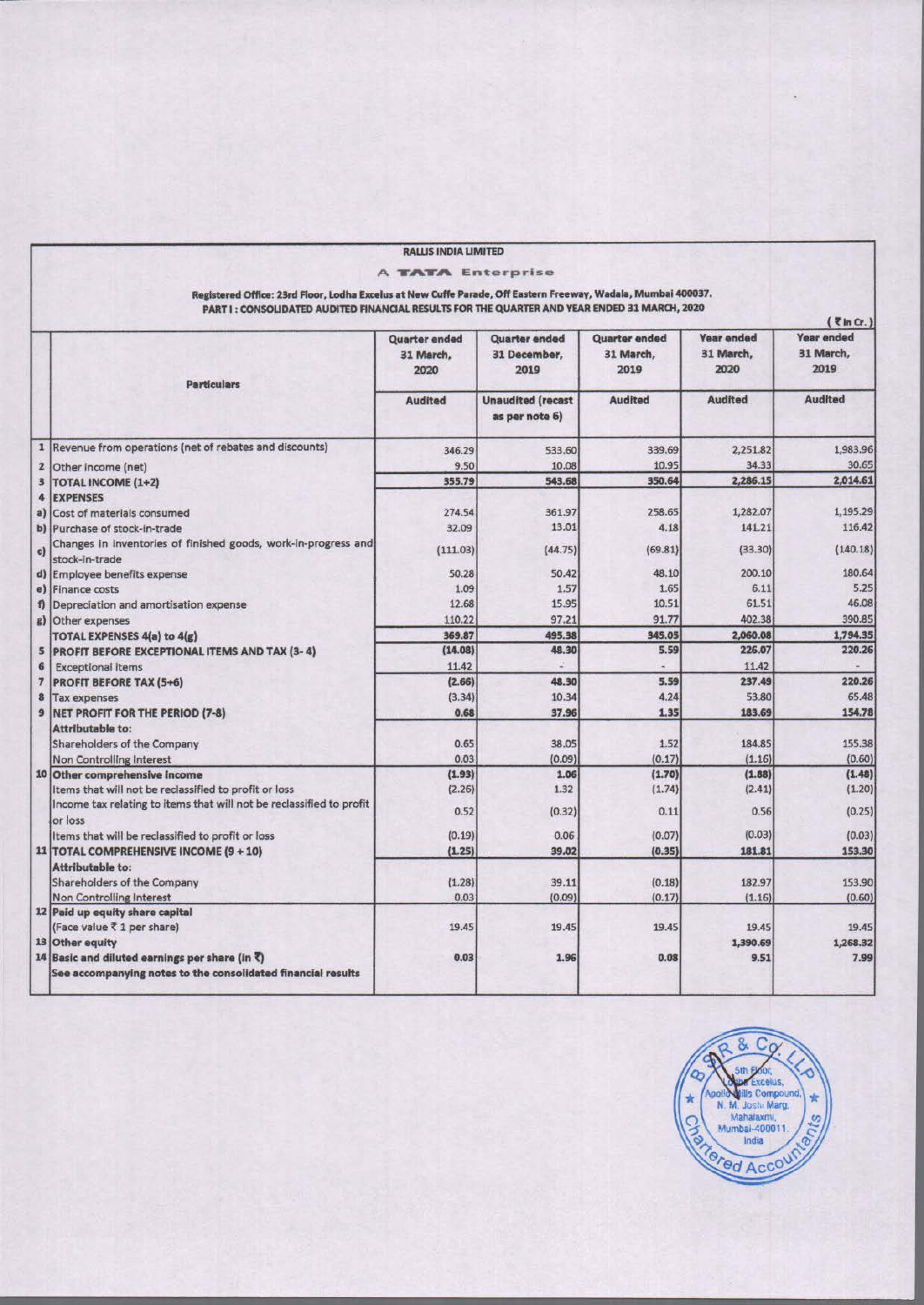**RALLIS INDIA LIMITED**

**A TATA Enterprise**

**Registered Office: 23rd Floor, Lodha Excelus at New Cuffe Parade, Off Eastern Freeway, Wadala, Mumbai 400037.**

**PART I : CONSOLIDATED AUDITED FINANCIAL RESULTS FOR THE QUARTER AND YEAR ENDED 31 MARCH, 2020**

(₹ in Cr.)

| | Particulars | Quarter ended 31 March, 2020 | Quarter ended 31 December, 2019 | Quarter ended 31 March, 2019 | Year ended 31 March, 2020 | Year ended 31 March, 2019 |
|---|---|---|---|---|---|---|
| | | Audited | Unaudited (recast as per note 6) | Audited | Audited | Audited |
| 1 | Revenue from operations (net of rebates and discounts) | 346.29 | 533.60 | 339.69 | 2,251.82 | 1,983.96 |
| 2 | Other income (net) | 9.50 | 10.08 | 10.95 | 34.33 | 30.65 |
| 3 | **TOTAL INCOME (1+2)** | **355.79** | **543.68** | **350.64** | **2,286.15** | **2,014.61** |
| 4 | **EXPENSES** | | | | | |
| a) | Cost of materials consumed | 274.54 | 361.97 | 258.65 | 1,282.07 | 1,195.29 |
| b) | Purchase of stock-in-trade | 32.09 | 13.01 | 4.18 | 141.21 | 116.42 |
| c) | Changes in inventories of finished goods, work-in-progress and stock-in-trade | (111.03) | (44.75) | (69.81) | (33.30) | (140.18) |
| d) | Employee benefits expense | 50.28 | 50.42 | 48.10 | 200.10 | 180.64 |
| e) | Finance costs | 1.09 | 1.57 | 1.65 | 6.11 | 5.25 |
| f) | Depreciation and amortisation expense | 12.68 | 15.95 | 10.51 | 61.51 | 46.08 |
| g) | Other expenses | 110.22 | 97.21 | 91.77 | 402.38 | 390.85 |
| | **TOTAL EXPENSES 4(a) to 4(g)** | **369.87** | **495.38** | **345.05** | **2,060.08** | **1,794.35** |
| 5 | **PROFIT BEFORE EXCEPTIONAL ITEMS AND TAX (3- 4)** | **(14.08)** | **48.30** | **5.59** | **226.07** | **220.26** |
| 6 | Exceptional items | 11.42 | - | - | 11.42 | - |
| 7 | **PROFIT BEFORE TAX (5+6)** | **(2.66)** | **48.30** | **5.59** | **237.49** | **220.26** |
| 8 | Tax expenses | (3.34) | 10.34 | 4.24 | 53.80 | 65.48 |
| 9 | **NET PROFIT FOR THE PERIOD (7-8)** | **0.68** | **37.96** | **1.35** | **183.69** | **154.78** |
| | **Attributable to:** | | | | | |
| | Shareholders of the Company | 0.65 | 38.05 | 1.52 | 184.85 | 155.38 |
| | Non Controlling Interest | 0.03 | (0.09) | (0.17) | (1.16) | (0.60) |
| 10 | **Other comprehensive income** | **(1.93)** | **1.06** | **(1.70)** | **(1.88)** | **(1.48)** |
| | Items that will not be reclassified to profit or loss | (2.26) | 1.32 | (1.74) | (2.41) | (1.20) |
| | Income tax relating to items that will not be reclassified to profit or loss | 0.52 | (0.32) | 0.11 | 0.56 | (0.25) |
| | Items that will be reclassified to profit or loss | (0.19) | 0.06 | (0.07) | (0.03) | (0.03) |
| 11 | **TOTAL COMPREHENSIVE INCOME (9 + 10)** | **(1.25)** | **39.02** | **(0.35)** | **181.81** | **153.30** |
| | **Attributable to:** | | | | | |
| | Shareholders of the Company | (1.28) | 39.11 | (0.18) | 182.97 | 153.90 |
| | Non Controlling Interest | 0.03 | (0.09) | (0.17) | (1.16) | (0.60) |
| 12 | **Paid up equity share capital** (Face value ₹ 1 per share) | 19.45 | 19.45 | 19.45 | 19.45 | 19.45 |
| 13 | **Other equity** | | | | **1,390.69** | **1,268.32** |
| 14 | **Basic and diluted earnings per share (in ₹)** | **0.03** | **1.96** | **0.08** | **9.51** | **7.99** |
| | **See accompanying notes to the consolidated financial results** | | | | | |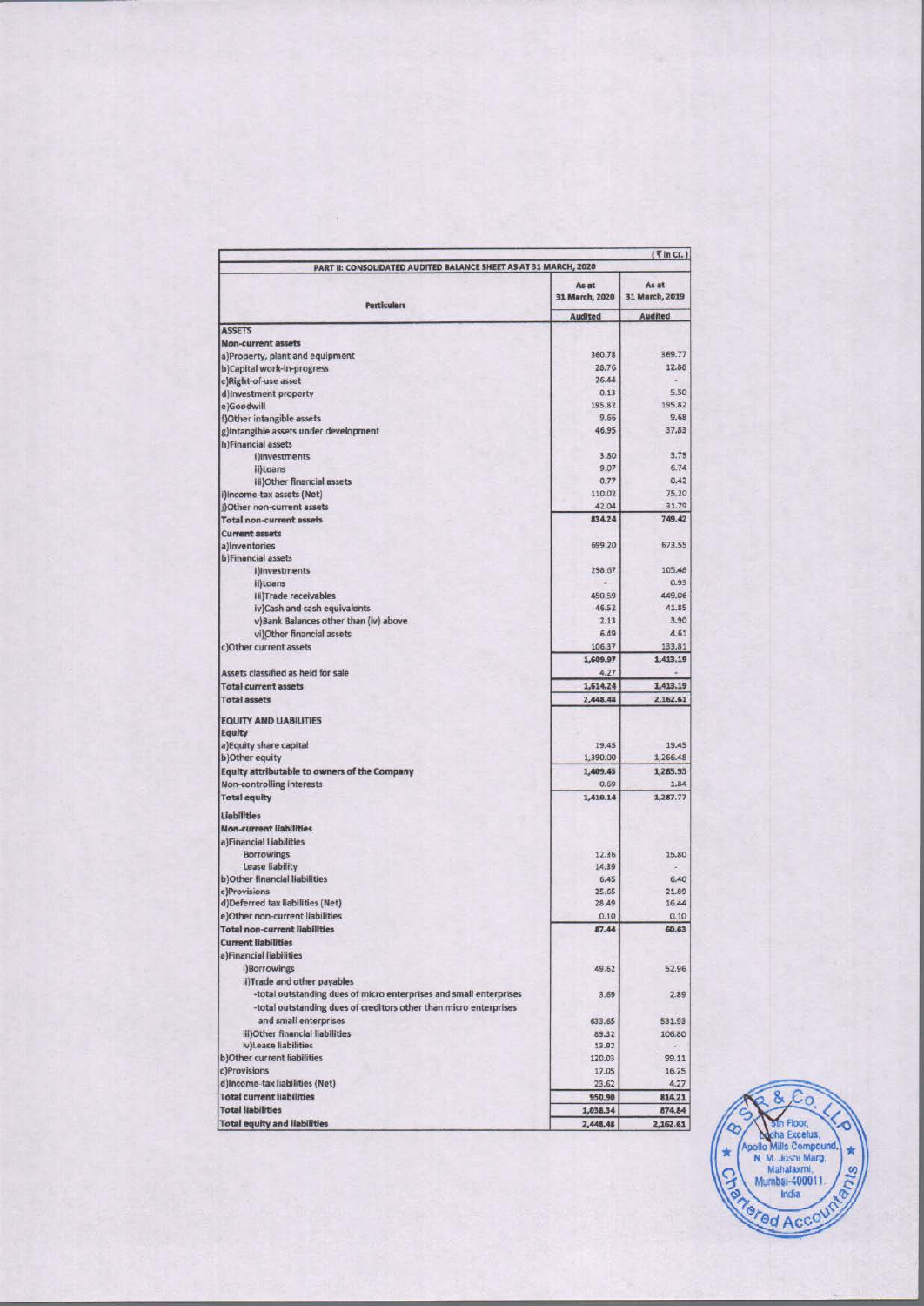(₹ in Cr.)

| PART II: CONSOLIDATED AUDITED BALANCE SHEET AS AT 31 MARCH, 2020 | | |
|---|---|---|
| Particulars | As at 31 March, 2020 | As at 31 March, 2019 |
| | Audited | Audited |
| **ASSETS** | | |
| **Non-current assets** | | |
| a)Property, plant and equipment | 360.78 | 369.77 |
| b)Capital work-in-progress | 28.76 | 12.88 |
| c)Right-of-use asset | 26.44 | - |
| d)Investment property | 0.13 | 5.50 |
| e)Goodwill | 195.82 | 195.82 |
| f)Other intangible assets | 9.66 | 9.68 |
| g)Intangible assets under development | 46.95 | 37.83 |
| h)Financial assets | | |
| i)Investments | 3.80 | 3.79 |
| ii)Loans | 9.07 | 6.74 |
| iii)Other financial assets | 0.77 | 0.42 |
| i)Income-tax assets (Net) | 110.02 | 75.20 |
| j)Other non-current assets | 42.04 | 31.79 |
| **Total non-current assets** | **834.24** | **749.42** |
| **Current assets** | | |
| a)Inventories | 699.20 | 673.55 |
| b)Financial assets | | |
| i)Investments | 298.67 | 105.48 |
| ii)Loans | - | 0.93 |
| iii)Trade receivables | 450.59 | 449.06 |
| iv)Cash and cash equivalents | 46.52 | 41.85 |
| v)Bank Balances other than (iv) above | 2.13 | 3.90 |
| vi)Other financial assets | 6.49 | 4.61 |
| c)Other current assets | 106.37 | 133.81 |
| | 1,609.97 | 1,413.19 |
| Assets classified as held for sale | 4.27 | - |
| **Total current assets** | **1,614.24** | **1,413.19** |
| **Total assets** | **2,448.48** | **2,162.61** |
| **EQUITY AND LIABILITIES** | | |
| **Equity** | | |
| a)Equity share capital | 19.45 | 19.45 |
| b)Other equity | 1,390.00 | 1,266.48 |
| **Equity attributable to owners of the Company** | **1,409.45** | **1,285.93** |
| Non-controlling interests | 0.69 | 1.84 |
| **Total equity** | **1,410.14** | **1,287.77** |
| **Liabilities** | | |
| **Non-current liabilities** | | |
| a)Financial Liabilities | | |
| Borrowings | 12.36 | 15.80 |
| Lease liability | 14.39 | - |
| b)Other financial liabilities | 6.45 | 6.40 |
| c)Provisions | 25.65 | 21.89 |
| d)Deferred tax liabilities (Net) | 28.49 | 16.44 |
| e)Other non-current liabilities | 0.10 | 0.10 |
| **Total non-current liabilities** | **87.44** | **60.63** |
| **Current liabilities** | | |
| a)Financial liabilities | | |
| i)Borrowings | 49.62 | 52.96 |
| ii)Trade and other payables | | |
| -total outstanding dues of micro enterprises and small enterprises | 3.69 | 2.89 |
| -total outstanding dues of creditors other than micro enterprises and small enterprises | 633.65 | 531.93 |
| iii)Other financial liabilities | 89.32 | 106.80 |
| iv)Lease liabilities | 13.92 | - |
| b)Other current liabilities | 120.03 | 99.11 |
| c)Provisions | 17.05 | 16.25 |
| d)Income-tax liabilities (Net) | 23.62 | 4.27 |
| **Total current liabilities** | **950.90** | **814.21** |
| **Total liabilities** | **1,038.34** | **874.84** |
| **Total equity and liabilities** | **2,448.48** | **2,162.61** |

B S R & Co. LLP, 5th Floor, Lodha Excelus, Apollo Mills Compound, N. M. Joshi Marg, Mahalaxmi, Mumbai-400011, India, Chartered Accountants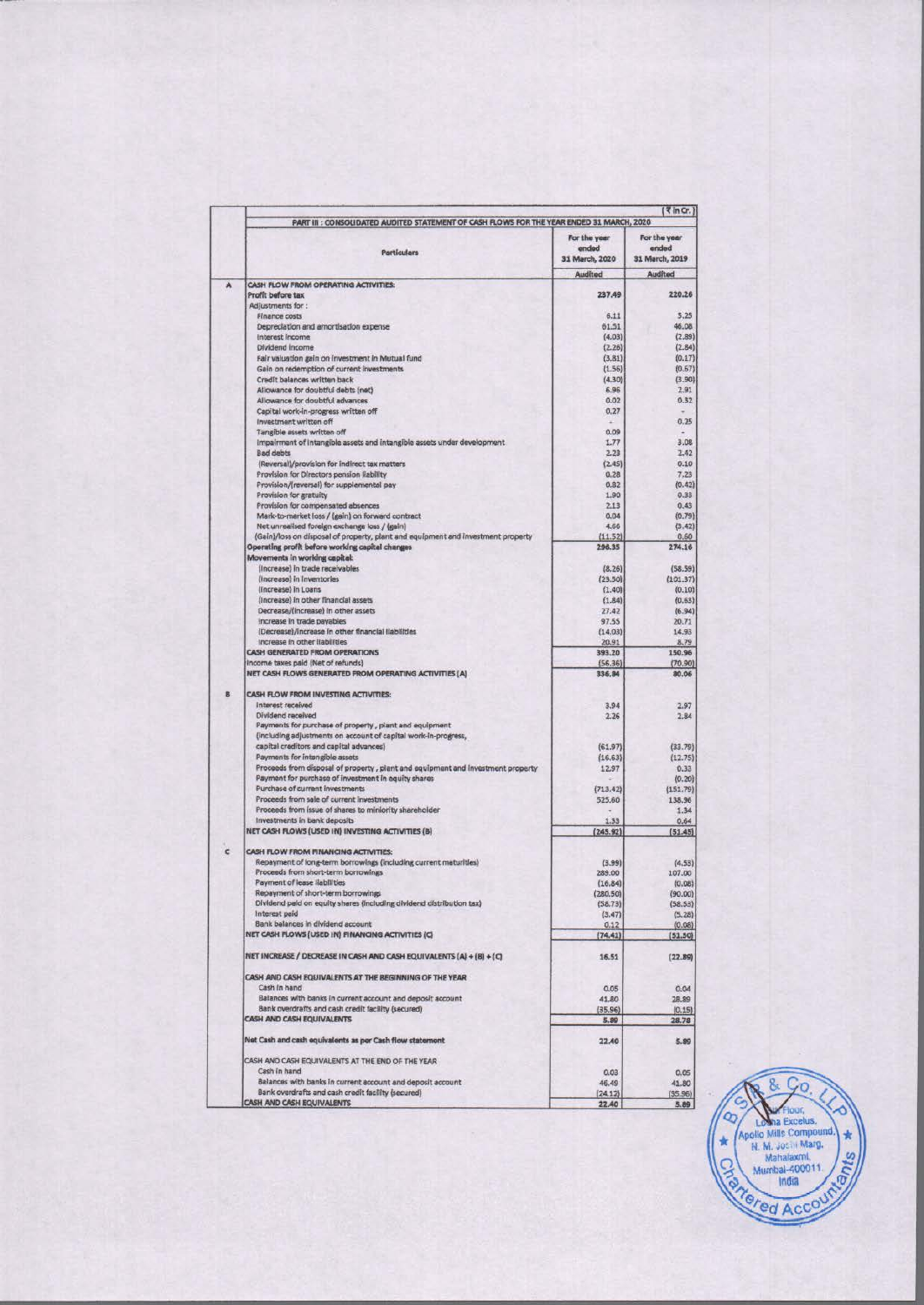(₹ in Cr.)

| | PART III : CONSOLIDATED AUDITED STATEMENT OF CASH FLOWS FOR THE YEAR ENDED 31 MARCH, 2020 | | |
|---|---|---|---|
| | **Particulars** | **For the year ended 31 March, 2020** | **For the year ended 31 March, 2019** |
| | | **Audited** | **Audited** |
| **A** | **CASH FLOW FROM OPERATING ACTIVITIES:** | | |
| | **Profit before tax** | **237.49** | **220.26** |
| | Adjustments for : | | |
| | Finance costs | 6.11 | 5.25 |
| | Depreciation and amortisation expense | 61.51 | 46.08 |
| | Interest income | (4.03) | (2.89) |
| | Dividend income | (2.26) | (2.84) |
| | Fair valuation gain on investment in Mutual fund | (3.81) | (0.17) |
| | Gain on redemption of current investments | (1.56) | (0.67) |
| | Credit balances written back | (4.30) | (3.90) |
| | Allowance for doubtful debts (net) | 6.96 | 2.91 |
| | Allowance for doubtful advances | 0.02 | 0.32 |
| | Capital work-in-progress written off | 0.27 | - |
| | Investment written off | - | 0.25 |
| | Tangible assets written off | 0.09 | - |
| | Impairment of intangible assets and intangible assets under development | 1.77 | 3.08 |
| | Bad debts | 2.23 | 2.42 |
| | (Reversal)/provision for indirect tax matters | (2.45) | 0.10 |
| | Provision for Directors pension liability | 0.28 | 7.23 |
| | Provision/(reversal) for supplemental pay | 0.82 | (0.42) |
| | Provision for gratuity | 1.90 | 0.33 |
| | Provision for compensated absences | 2.13 | 0.43 |
| | Mark-to-market loss / (gain) on forward contract | 0.04 | (0.79) |
| | Net unrealised foreign exchange loss / (gain) | 4.66 | (3.42) |
| | (Gain)/loss on disposal of property, plant and equipment and investment property | (11.52) | 0.60 |
| | **Operating profit before working capital changes** | **296.35** | **274.16** |
| | **Movements in working capital:** | | |
| | (Increase) in trade receivables | (8.26) | (58.59) |
| | (Increase) in inventories | (23.50) | (101.37) |
| | (Increase) in Loans | (1.40) | (0.10) |
| | (Increase) in other financial assets | (1.84) | (0.63) |
| | Decrease/(increase) in other assets | 27.42 | (6.94) |
| | Increase in trade payables | 97.55 | 20.71 |
| | (Decrease)/increase in other financial liabilities | (14.03) | 14.93 |
| | Increase in other liabilities | 20.91 | 8.79 |
| | **CASH GENERATED FROM OPERATIONS** | **393.20** | **150.96** |
| | Income taxes paid (Net of refunds) | (56.36) | (70.90) |
| | **NET CASH FLOWS GENERATED FROM OPERATING ACTIVITIES (A)** | **336.84** | **80.06** |
| **B** | **CASH FLOW FROM INVESTING ACTIVITIES:** | | |
| | Interest received | 3.94 | 2.97 |
| | Dividend received | 2.26 | 2.84 |
| | Payments for purchase of property, plant and equipment (including adjustments on account of capital work-in-progress, capital creditors and capital advances) | (61.97) | (33.79) |
| | Payments for intangible assets | (16.63) | (12.75) |
| | Proceeds from disposal of property, plant and equipment and investment property | 12.97 | 0.33 |
| | Payment for purchase of investment in equity shares | - | (0.20) |
| | Purchase of current investments | (713.42) | (151.79) |
| | Proceeds from sale of current investments | 525.60 | 138.96 |
| | Proceeds from issue of shares to minority shareholder | - | 1.34 |
| | Investments in bank deposits | 1.33 | 0.64 |
| | **NET CASH FLOWS (USED IN) INVESTING ACTIVITIES (B)** | **(245.92)** | **(51.45)** |
| **C** | **CASH FLOW FROM FINANCING ACTIVITIES:** | | |
| | Repayment of long-term borrowings (including current maturities) | (3.99) | (4.53) |
| | Proceeds from short-term borrowings | 289.00 | 107.00 |
| | Payment of lease liabilities | (16.84) | (0.08) |
| | Repayment of short-term borrowings | (280.50) | (90.00) |
| | Dividend paid on equity shares (including dividend distribution tax) | (56.73) | (58.55) |
| | Interest paid | (3.47) | (5.28) |
| | Bank balances in dividend account | 0.12 | (0.06) |
| | **NET CASH FLOWS (USED IN) FINANCING ACTIVITIES (C)** | **(74.41)** | **(51.50)** |
| | **NET INCREASE / DECREASE IN CASH AND CASH EQUIVALENTS (A) + (B) + (C)** | **16.51** | **(22.89)** |
| | **CASH AND CASH EQUIVALENTS AT THE BEGINNING OF THE YEAR** | | |
| | Cash in hand | 0.05 | 0.04 |
| | Balances with banks in current account and deposit account | 41.80 | 28.89 |
| | Bank overdrafts and cash credit facility (secured) | (35.96) | (0.15) |
| | **CASH AND CASH EQUIVALENTS** | **5.89** | **28.78** |
| | **Net Cash and cash equivalents as per Cash flow statement** | **22.40** | **5.89** |
| | CASH AND CASH EQUIVALENTS AT THE END OF THE YEAR | | |
| | Cash in hand | 0.03 | 0.05 |
| | Balances with banks in current account and deposit account | 46.49 | 41.80 |
| | Bank overdrafts and cash credit facility (secured) | (24.12) | (35.96) |
| | **CASH AND CASH EQUIVALENTS** | **22.40** | **5.89** |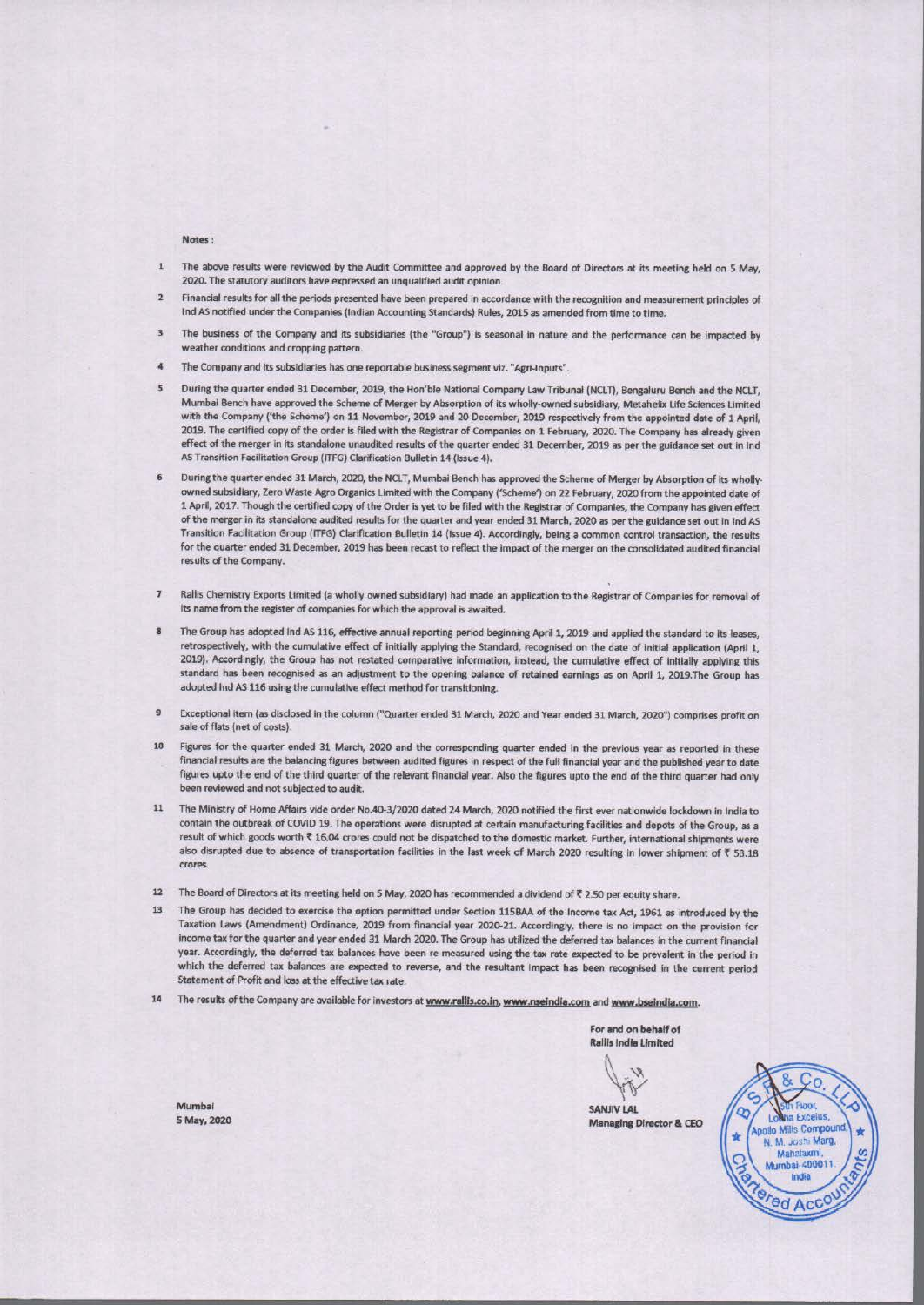Notes :

1. The above results were reviewed by the Audit Committee and approved by the Board of Directors at its meeting held on 5 May, 2020. The statutory auditors have expressed an unqualified audit opinion.

2. Financial results for all the periods presented have been prepared in accordance with the recognition and measurement principles of Ind AS notified under the Companies (Indian Accounting Standards) Rules, 2015 as amended from time to time.

3. The business of the Company and its subsidiaries (the "Group") is seasonal in nature and the performance can be impacted by weather conditions and cropping pattern.

4. The Company and its subsidiaries has one reportable business segment viz. "Agri-Inputs".

5. During the quarter ended 31 December, 2019, the Hon'ble National Company Law Tribunal (NCLT), Bengaluru Bench and the NCLT, Mumbai Bench have approved the Scheme of Merger by Absorption of its wholly-owned subsidiary, Metahelix Life Sciences Limited with the Company ('the Scheme') on 11 November, 2019 and 20 December, 2019 respectively from the appointed date of 1 April, 2019. The certified copy of the order is filed with the Registrar of Companies on 1 February, 2020. The Company has already given effect of the merger in its standalone unaudited results of the quarter ended 31 December, 2019 as per the guidance set out in Ind AS Transition Facilitation Group (ITFG) Clarification Bulletin 14 (Issue 4).

6. During the quarter ended 31 March, 2020, the NCLT, Mumbai Bench has approved the Scheme of Merger by Absorption of its wholly-owned subsidiary, Zero Waste Agro Organics Limited with the Company ('Scheme') on 22 February, 2020 from the appointed date of 1 April, 2017. Though the certified copy of the Order is yet to be filed with the Registrar of Companies, the Company has given effect of the merger in its standalone audited results for the quarter and year ended 31 March, 2020 as per the guidance set out in Ind AS Transition Facilitation Group (ITFG) Clarification Bulletin 14 (Issue 4). Accordingly, being a common control transaction, the results for the quarter ended 31 December, 2019 has been recast to reflect the impact of the merger on the consolidated audited financial results of the Company.

7. Rallis Chemistry Exports Limited (a wholly owned subsidiary) had made an application to the Registrar of Companies for removal of its name from the register of companies for which the approval is awaited.

8. The Group has adopted Ind AS 116, effective annual reporting period beginning April 1, 2019 and applied the standard to its leases, retrospectively, with the cumulative effect of initially applying the Standard, recognised on the date of initial application (April 1, 2019). Accordingly, the Group has not restated comparative information, instead, the cumulative effect of initially applying this standard has been recognised as an adjustment to the opening balance of retained earnings as on April 1, 2019.The Group has adopted Ind AS 116 using the cumulative effect method for transitioning.

9. Exceptional item (as disclosed in the column ("Quarter ended 31 March, 2020 and Year ended 31 March, 2020") comprises profit on sale of flats (net of costs).

10. Figures for the quarter ended 31 March, 2020 and the corresponding quarter ended in the previous year as reported in these financial results are the balancing figures between audited figures in respect of the full financial year and the published year to date figures upto the end of the third quarter of the relevant financial year. Also the figures upto the end of the third quarter had only been reviewed and not subjected to audit.

11. The Ministry of Home Affairs vide order No.40-3/2020 dated 24 March, 2020 notified the first ever nationwide lockdown in India to contain the outbreak of COVID 19. The operations were disrupted at certain manufacturing facilities and depots of the Group, as a result of which goods worth ₹ 16.04 crores could not be dispatched to the domestic market. Further, international shipments were also disrupted due to absence of transportation facilities in the last week of March 2020 resulting in lower shipment of ₹ 53.18 crores.

12. The Board of Directors at its meeting held on 5 May, 2020 has recommended a dividend of ₹ 2.50 per equity share.

13. The Group has decided to exercise the option permitted under Section 115BAA of the Income tax Act, 1961 as introduced by the Taxation Laws (Amendment) Ordinance, 2019 from financial year 2020-21. Accordingly, there is no impact on the provision for income tax for the quarter and year ended 31 March 2020. The Group has utilized the deferred tax balances in the current financial year. Accordingly, the deferred tax balances have been re-measured using the tax rate expected to be prevalent in the period in which the deferred tax balances are expected to reverse, and the resultant impact has been recognised in the current period Statement of Profit and loss at the effective tax rate.

14. The results of the Company are available for investors at www.rallis.co.in, www.nseindia.com and www.bseindia.com.

For and on behalf of
Rallis India Limited

SANJIV LAL
Managing Director & CEO

Mumbai
5 May, 2020